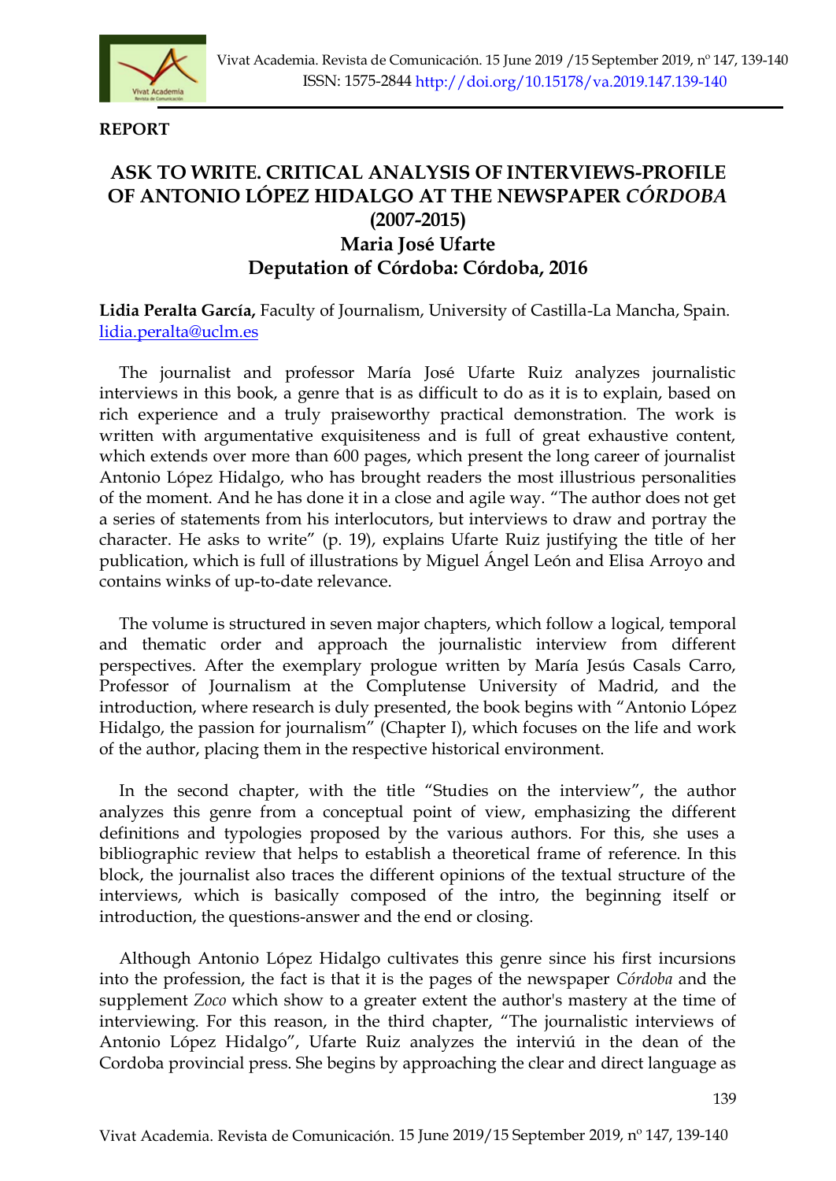**REPORT**

# ASK TO WRITE. CRITICAL ANALYSIS OF INTERVIEWS-PROFILE OF ANTONIO LÓPEZ HIDALGO AT THE NEWSPAPER *CÓRDOBA* (2007-2015)

## Maria José Ufarte

## Deputation of Córdoba: Córdoba, 2016

**Lidia Peralta García,** Faculty of Journalism, University of Castilla-La Mancha, Spain. lidia.peralta@uclm.es

The journalist and professor María José Ufarte Ruiz analyzes journalistic interviews in this book, a genre that is as difficult to do as it is to explain, based on rich experience and a truly praiseworthy practical demonstration. The work is written with argumentative exquisiteness and is full of great exhaustive content, which extends over more than 600 pages, which present the long career of journalist Antonio López Hidalgo, who has brought readers the most illustrious personalities of the moment. And he has done it in a close and agile way. "The author does not get a series of statements from his interlocutors, but interviews to draw and portray the character. He asks to write" (p. 19), explains Ufarte Ruiz justifying the title of her publication, which is full of illustrations by Miguel Ángel León and Elisa Arroyo and contains winks of up-to-date relevance.

The volume is structured in seven major chapters, which follow a logical, temporal and thematic order and approach the journalistic interview from different perspectives. After the exemplary prologue written by María Jesús Casals Carro, Professor of Journalism at the Complutense University of Madrid, and the introduction, where research is duly presented, the book begins with "Antonio López Hidalgo, the passion for journalism" (Chapter I), which focuses on the life and work of the author, placing them in the respective historical environment.

In the second chapter, with the title "Studies on the interview", the author analyzes this genre from a conceptual point of view, emphasizing the different definitions and typologies proposed by the various authors. For this, she uses a bibliographic review that helps to establish a theoretical frame of reference. In this block, the journalist also traces the different opinions of the textual structure of the interviews, which is basically composed of the intro, the beginning itself or introduction, the questions-answer and the end or closing.

Although Antonio López Hidalgo cultivates this genre since his first incursions into the profession, the fact is that it is the pages of the newspaper *Córdoba* and the supplement *Zoco* which show to a greater extent the author's mastery at the time of interviewing. For this reason, in the third chapter, "The journalistic interviews of Antonio López Hidalgo", Ufarte Ruiz analyzes the interviú in the dean of the Cordoba provincial press. She begins by approaching the clear and direct language as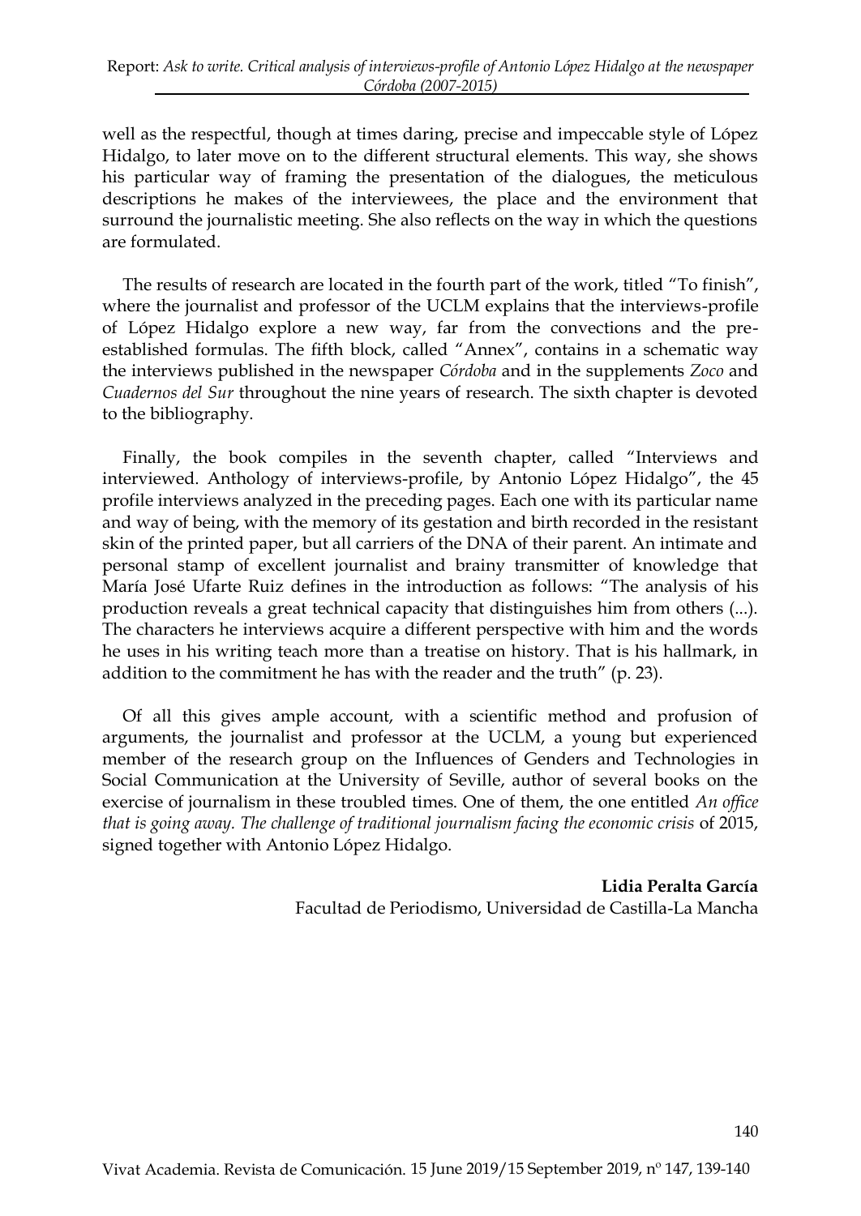well as the respectful, though at times daring, precise and impeccable style of López Hidalgo, to later move on to the different structural elements. This way, she shows his particular way of framing the presentation of the dialogues, the meticulous descriptions he makes of the interviewees, the place and the environment that surround the journalistic meeting. She also reflects on the way in which the questions are formulated.

The results of research are located in the fourth part of the work, titled "To finish", where the journalist and professor of the UCLM explains that the interviews-profile of López Hidalgo explore a new way, far from the convections and the pre-established formulas. The fifth block, called "Annex", contains in a schematic way the interviews published in the newspaper *Córdoba* and in the supplements *Zoco* and *Cuadernos del Sur* throughout the nine years of research. The sixth chapter is devoted to the bibliography.

Finally, the book compiles in the seventh chapter, called "Interviews and interviewed. Anthology of interviews-profile, by Antonio López Hidalgo", the 45 profile interviews analyzed in the preceding pages. Each one with its particular name and way of being, with the memory of its gestation and birth recorded in the resistant skin of the printed paper, but all carriers of the DNA of their parent. An intimate and personal stamp of excellent journalist and brainy transmitter of knowledge that María José Ufarte Ruiz defines in the introduction as follows: "The analysis of his production reveals a great technical capacity that distinguishes him from others (...). The characters he interviews acquire a different perspective with him and the words he uses in his writing teach more than a treatise on history. That is his hallmark, in addition to the commitment he has with the reader and the truth" (p. 23).

Of all this gives ample account, with a scientific method and profusion of arguments, the journalist and professor at the UCLM, a young but experienced member of the research group on the Influences of Genders and Technologies in Social Communication at the University of Seville, author of several books on the exercise of journalism in these troubled times. One of them, the one entitled *An office that is going away. The challenge of traditional journalism facing the economic crisis* of 2015, signed together with Antonio López Hidalgo.

**Lidia Peralta García**
Facultad de Periodismo, Universidad de Castilla-La Mancha